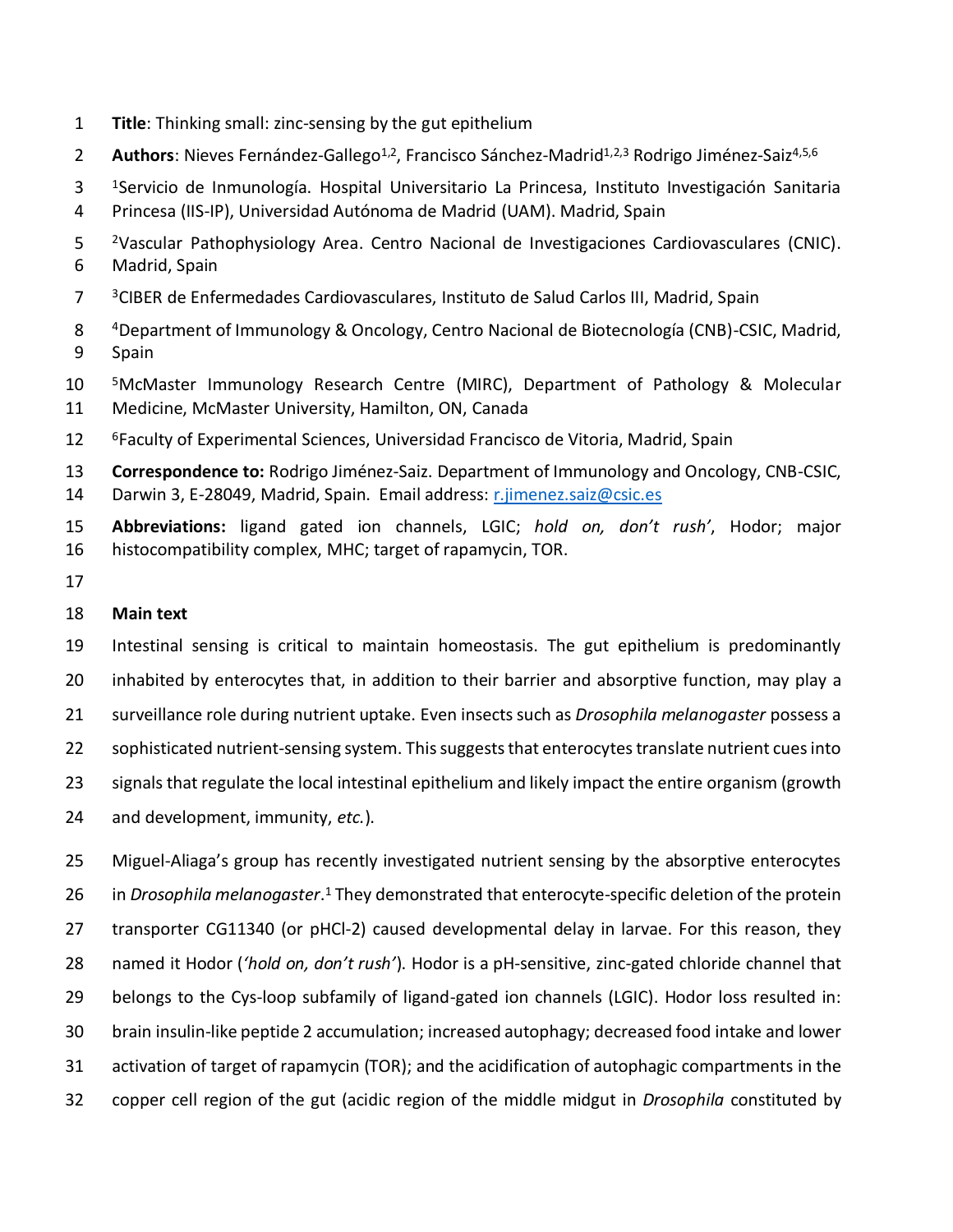**Title**: Thinking small: zinc-sensing by the gut epithelium

**Authors**: Nieves Fernández-Gallego[1,2], Francisco Sánchez-Madrid[1,2,3] Rodrigo Jiménez-Saiz[4,5,6]

[1]Servicio de Inmunología. Hospital Universitario La Princesa, Instituto Investigación Sanitaria Princesa (IIS-IP), Universidad Autónoma de Madrid (UAM). Madrid, Spain

[2]Vascular Pathophysiology Area. Centro Nacional de Investigaciones Cardiovasculares (CNIC). Madrid, Spain

[3]CIBER de Enfermedades Cardiovasculares, Instituto de Salud Carlos III, Madrid, Spain

[4]Department of Immunology & Oncology, Centro Nacional de Biotecnología (CNB)-CSIC, Madrid, Spain

[5]McMaster Immunology Research Centre (MIRC), Department of Pathology & Molecular Medicine, McMaster University, Hamilton, ON, Canada

[6]Faculty of Experimental Sciences, Universidad Francisco de Vitoria, Madrid, Spain

**Correspondence to:** Rodrigo Jiménez-Saiz. Department of Immunology and Oncology, CNB-CSIC, Darwin 3, E-28049, Madrid, Spain. Email address: r.jimenez.saiz@csic.es

**Abbreviations:** ligand gated ion channels, LGIC; *hold on, don't rush'*, Hodor; major histocompatibility complex, MHC; target of rapamycin, TOR.

## Main text

Intestinal sensing is critical to maintain homeostasis. The gut epithelium is predominantly inhabited by enterocytes that, in addition to their barrier and absorptive function, may play a surveillance role during nutrient uptake. Even insects such as *Drosophila melanogaster* possess a sophisticated nutrient-sensing system. This suggests that enterocytes translate nutrient cues into signals that regulate the local intestinal epithelium and likely impact the entire organism (growth and development, immunity, *etc.*).

Miguel-Aliaga's group has recently investigated nutrient sensing by the absorptive enterocytes in *Drosophila melanogaster*.[1] They demonstrated that enterocyte-specific deletion of the protein transporter CG11340 (or pHCl-2) caused developmental delay in larvae. For this reason, they named it Hodor (*'hold on, don't rush'*). Hodor is a pH-sensitive, zinc-gated chloride channel that belongs to the Cys-loop subfamily of ligand-gated ion channels (LGIC). Hodor loss resulted in: brain insulin-like peptide 2 accumulation; increased autophagy; decreased food intake and lower activation of target of rapamycin (TOR); and the acidification of autophagic compartments in the copper cell region of the gut (acidic region of the middle midgut in *Drosophila* constituted by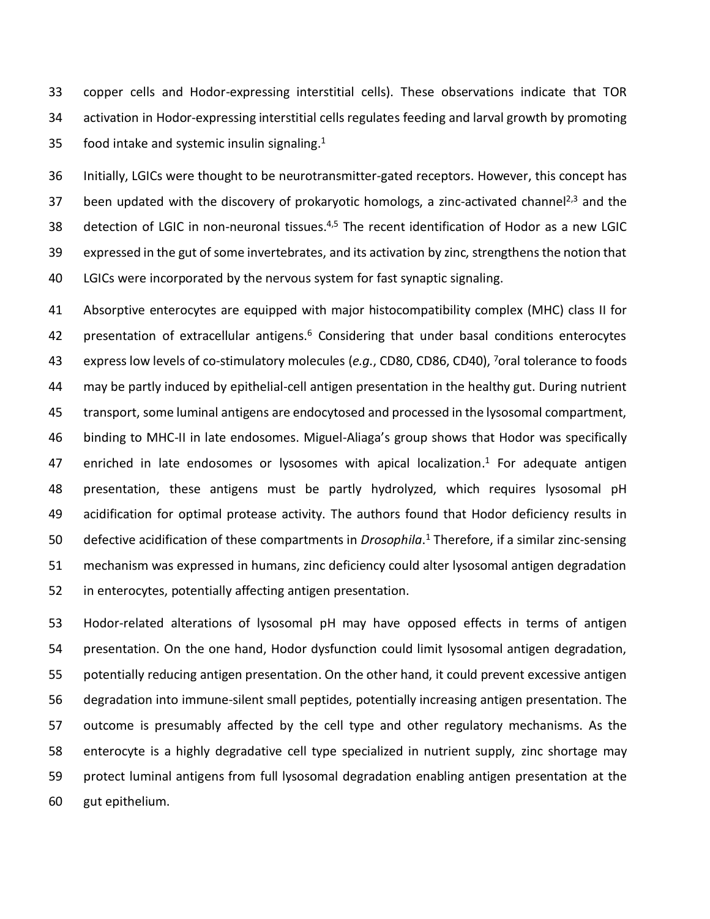copper cells and Hodor-expressing interstitial cells). These observations indicate that TOR activation in Hodor-expressing interstitial cells regulates feeding and larval growth by promoting food intake and systemic insulin signaling.[1]

Initially, LGICs were thought to be neurotransmitter-gated receptors. However, this concept has been updated with the discovery of prokaryotic homologs, a zinc-activated channel[2,3] and the detection of LGIC in non-neuronal tissues.[4,5] The recent identification of Hodor as a new LGIC expressed in the gut of some invertebrates, and its activation by zinc, strengthens the notion that LGICs were incorporated by the nervous system for fast synaptic signaling.

Absorptive enterocytes are equipped with major histocompatibility complex (MHC) class II for presentation of extracellular antigens.[6] Considering that under basal conditions enterocytes express low levels of co-stimulatory molecules (*e.g.*, CD80, CD86, CD40), [7]oral tolerance to foods may be partly induced by epithelial-cell antigen presentation in the healthy gut. During nutrient transport, some luminal antigens are endocytosed and processed in the lysosomal compartment, binding to MHC-II in late endosomes. Miguel-Aliaga's group shows that Hodor was specifically enriched in late endosomes or lysosomes with apical localization.[1] For adequate antigen presentation, these antigens must be partly hydrolyzed, which requires lysosomal pH acidification for optimal protease activity. The authors found that Hodor deficiency results in defective acidification of these compartments in *Drosophila*.[1] Therefore, if a similar zinc-sensing mechanism was expressed in humans, zinc deficiency could alter lysosomal antigen degradation in enterocytes, potentially affecting antigen presentation.

Hodor-related alterations of lysosomal pH may have opposed effects in terms of antigen presentation. On the one hand, Hodor dysfunction could limit lysosomal antigen degradation, potentially reducing antigen presentation. On the other hand, it could prevent excessive antigen degradation into immune-silent small peptides, potentially increasing antigen presentation. The outcome is presumably affected by the cell type and other regulatory mechanisms. As the enterocyte is a highly degradative cell type specialized in nutrient supply, zinc shortage may protect luminal antigens from full lysosomal degradation enabling antigen presentation at the gut epithelium.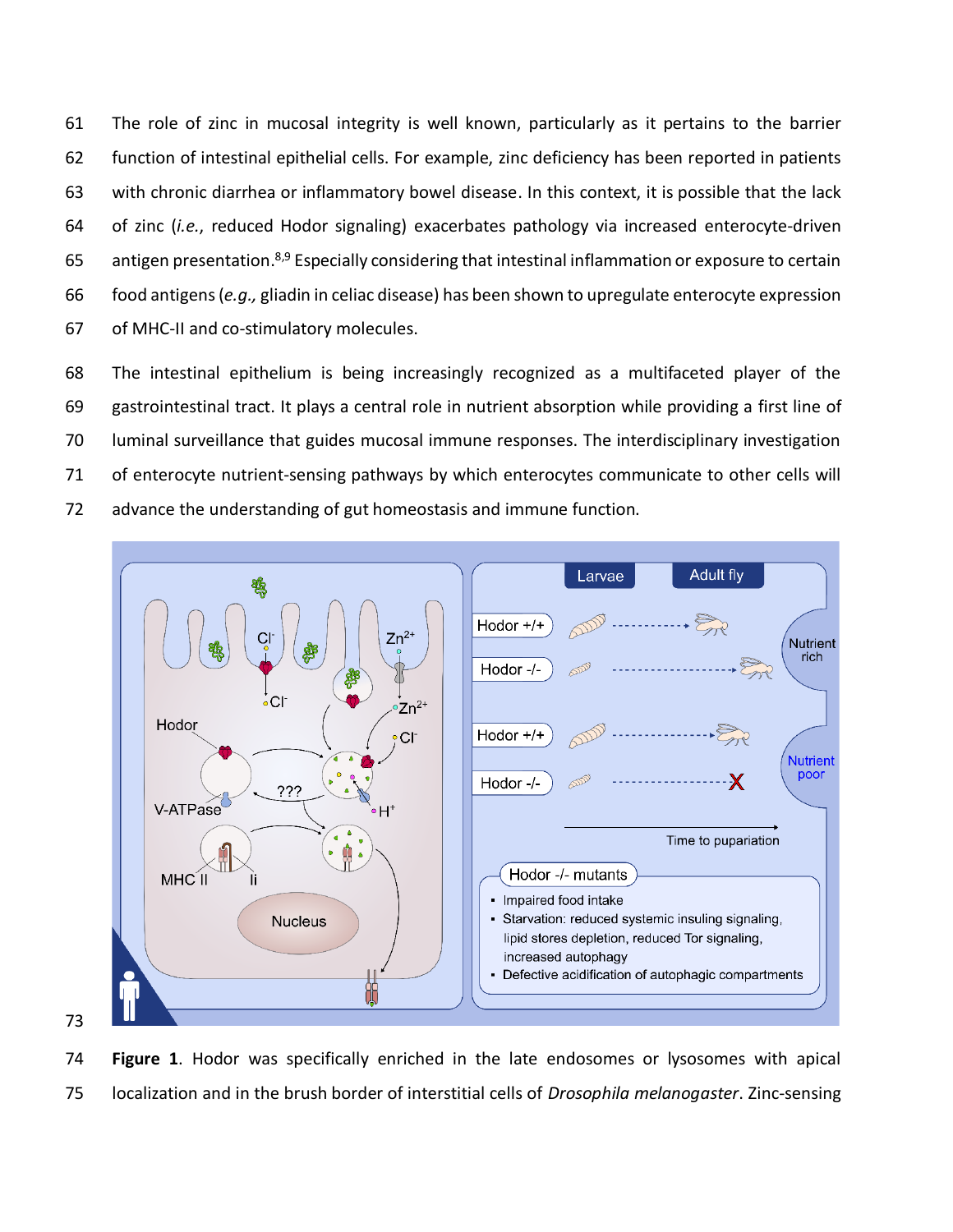The role of zinc in mucosal integrity is well known, particularly as it pertains to the barrier function of intestinal epithelial cells. For example, zinc deficiency has been reported in patients with chronic diarrhea or inflammatory bowel disease. In this context, it is possible that the lack of zinc (*i.e.*, reduced Hodor signaling) exacerbates pathology via increased enterocyte-driven antigen presentation.[8,9] Especially considering that intestinal inflammation or exposure to certain food antigens (*e.g.*, gliadin in celiac disease) has been shown to upregulate enterocyte expression of MHC-II and co-stimulatory molecules.

The intestinal epithelium is being increasingly recognized as a multifaceted player of the gastrointestinal tract. It plays a central role in nutrient absorption while providing a first line of luminal surveillance that guides mucosal immune responses. The interdisciplinary investigation of enterocyte nutrient-sensing pathways by which enterocytes communicate to other cells will advance the understanding of gut homeostasis and immune function.

**Figure 1**. Hodor was specifically enriched in the late endosomes or lysosomes with apical localization and in the brush border of interstitial cells of *Drosophila melanogaster*. Zinc-sensing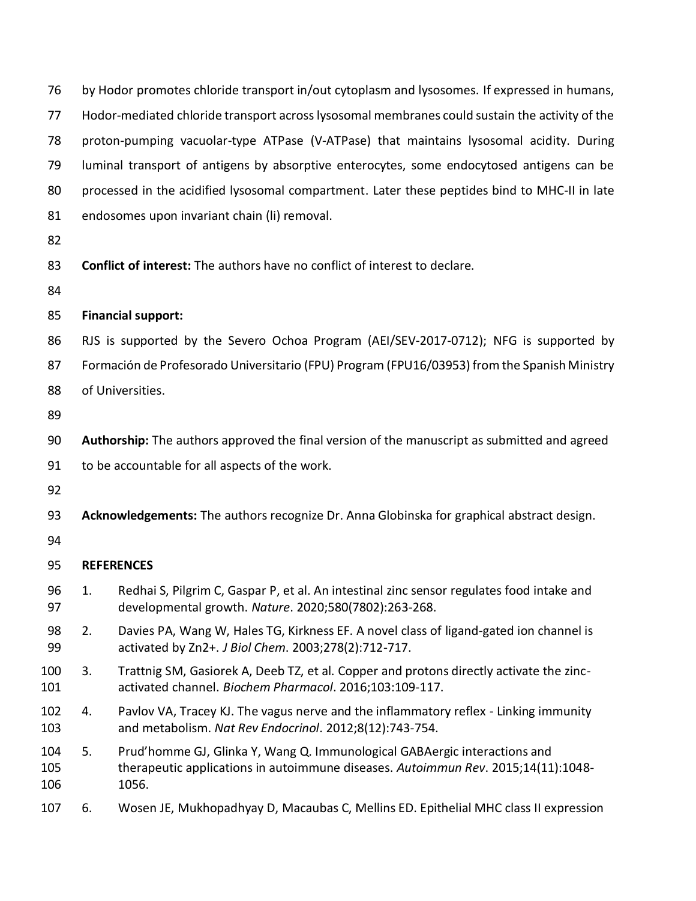by Hodor promotes chloride transport in/out cytoplasm and lysosomes. If expressed in humans, Hodor-mediated chloride transport across lysosomal membranes could sustain the activity of the proton-pumping vacuolar-type ATPase (V-ATPase) that maintains lysosomal acidity. During luminal transport of antigens by absorptive enterocytes, some endocytosed antigens can be processed in the acidified lysosomal compartment. Later these peptides bind to MHC-II in late endosomes upon invariant chain (Ii) removal.

**Conflict of interest:** The authors have no conflict of interest to declare.

**Financial support:**

RJS is supported by the Severo Ochoa Program (AEI/SEV-2017-0712); NFG is supported by Formación de Profesorado Universitario (FPU) Program (FPU16/03953) from the Spanish Ministry of Universities.

**Authorship:** The authors approved the final version of the manuscript as submitted and agreed to be accountable for all aspects of the work.

**Acknowledgements:** The authors recognize Dr. Anna Globinska for graphical abstract design.

**REFERENCES**

1. Redhai S, Pilgrim C, Gaspar P, et al. An intestinal zinc sensor regulates food intake and developmental growth. *Nature*. 2020;580(7802):263-268.
2. Davies PA, Wang W, Hales TG, Kirkness EF. A novel class of ligand-gated ion channel is activated by Zn2+. *J Biol Chem*. 2003;278(2):712-717.
3. Trattnig SM, Gasiorek A, Deeb TZ, et al. Copper and protons directly activate the zinc-activated channel. *Biochem Pharmacol*. 2016;103:109-117.
4. Pavlov VA, Tracey KJ. The vagus nerve and the inflammatory reflex - Linking immunity and metabolism. *Nat Rev Endocrinol*. 2012;8(12):743-754.
5. Prud'homme GJ, Glinka Y, Wang Q. Immunological GABAergic interactions and therapeutic applications in autoimmune diseases. *Autoimmun Rev*. 2015;14(11):1048-1056.
6. Wosen JE, Mukhopadhyay D, Macaubas C, Mellins ED. Epithelial MHC class II expression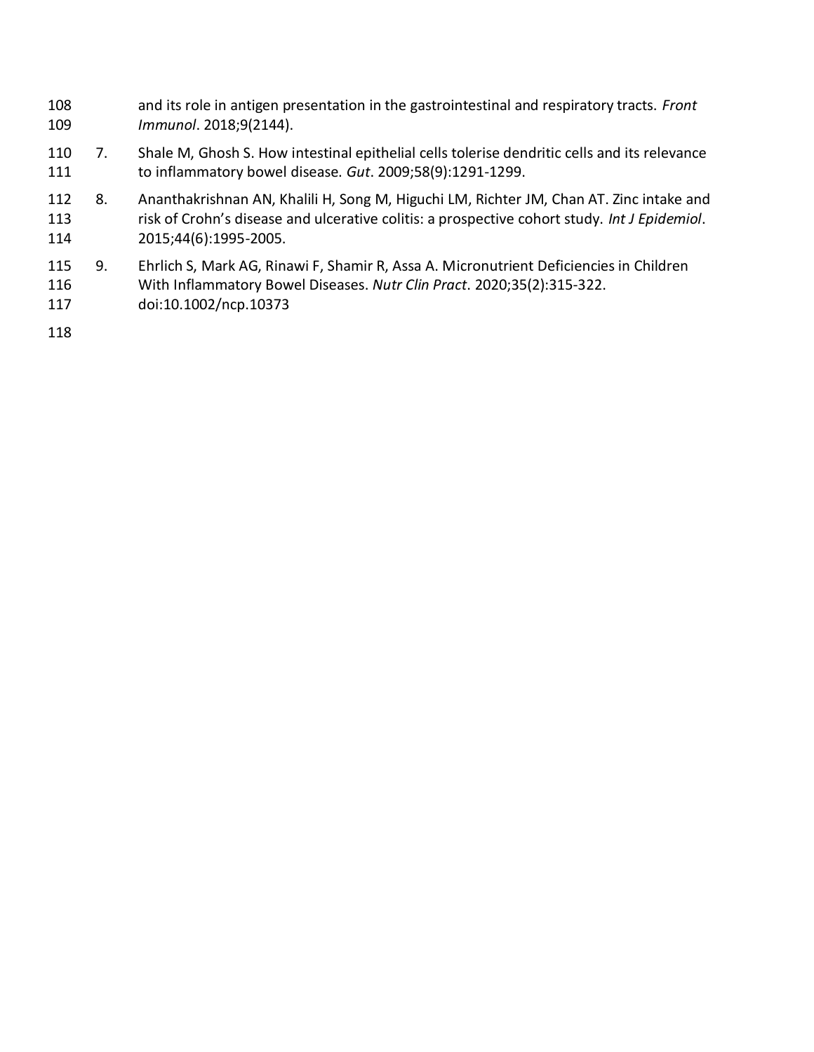and its role in antigen presentation in the gastrointestinal and respiratory tracts. *Front Immunol*. 2018;9(2144).

7. Shale M, Ghosh S. How intestinal epithelial cells tolerise dendritic cells and its relevance to inflammatory bowel disease. *Gut*. 2009;58(9):1291-1299.
8. Ananthakrishnan AN, Khalili H, Song M, Higuchi LM, Richter JM, Chan AT. Zinc intake and risk of Crohn's disease and ulcerative colitis: a prospective cohort study. *Int J Epidemiol*. 2015;44(6):1995-2005.
9. Ehrlich S, Mark AG, Rinawi F, Shamir R, Assa A. Micronutrient Deficiencies in Children With Inflammatory Bowel Diseases. *Nutr Clin Pract*. 2020;35(2):315-322. doi:10.1002/ncp.10373